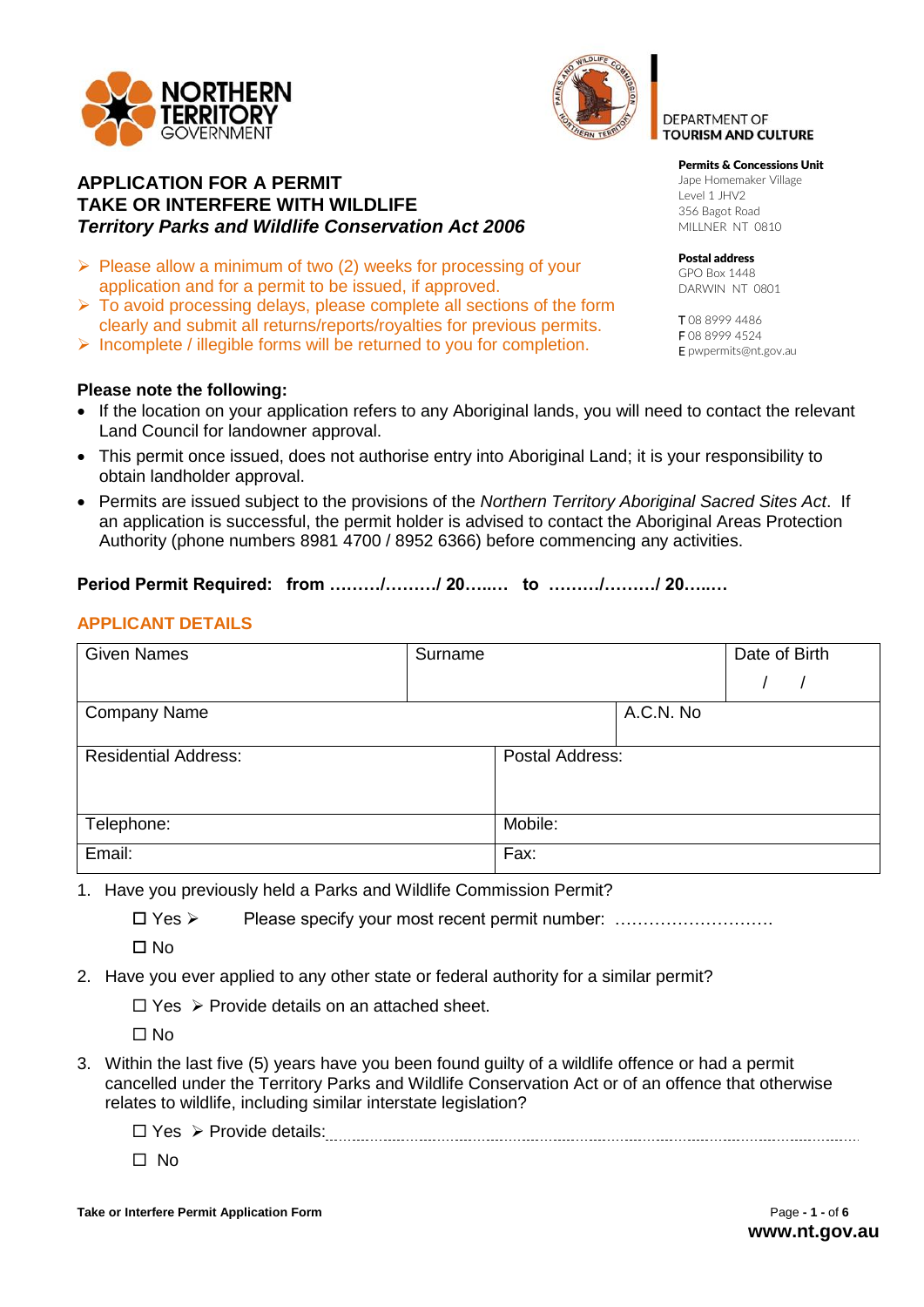NORTHERN TERRITORY GOVERNMENT

DEPARTMENT OF TOURISM AND CULTURE

# APPLICATION FOR A PERMIT
# TAKE OR INTERFERE WITH WILDLIFE
## *Territory Parks and Wildlife Conservation Act 2006*

**Permits & Concessions Unit**
Jape Homemaker Village
Level 1 JHV2
356 Bagot Road
MILLNER NT 0810

**Postal address**
GPO Box 1448
DARWIN NT 0801

T 08 8999 4486
F 08 8999 4524
E pwpermits@nt.gov.au

- Please allow a minimum of two (2) weeks for processing of your application and for a permit to be issued, if approved.
- To avoid processing delays, please complete all sections of the form clearly and submit all returns/reports/royalties for previous permits.
- Incomplete / illegible forms will be returned to you for completion.

**Please note the following:**

- If the location on your application refers to any Aboriginal lands, you will need to contact the relevant Land Council for landowner approval.
- This permit once issued, does not authorise entry into Aboriginal Land; it is your responsibility to obtain landholder approval.
- Permits are issued subject to the provisions of the *Northern Territory Aboriginal Sacred Sites Act*. If an application is successful, the permit holder is advised to contact the Aboriginal Areas Protection Authority (phone numbers 8981 4700 / 8952 6366) before commencing any activities.

**Period Permit Required: from ………/………/ 20…..… to ………/………/ 20…..…**

## APPLICANT DETAILS

| Given Names | Surname | | Date of Birth / / |
|---|---|---|---|
| Company Name | | A.C.N. No | |
| Residential Address: | Postal Address: | | |
| Telephone: | Mobile: | | |
| Email: | Fax: | | |

1. Have you previously held a Parks and Wildlife Commission Permit?

   ☐ Yes ➢ Please specify your most recent permit number: ……………………….

   ☐ No

2. Have you ever applied to any other state or federal authority for a similar permit?

   ☐ Yes ➢ Provide details on an attached sheet.

   ☐ No

3. Within the last five (5) years have you been found guilty of a wildlife offence or had a permit cancelled under the Territory Parks and Wildlife Conservation Act or of an offence that otherwise relates to wildlife, including similar interstate legislation?

   ☐ Yes ➢ Provide details:……………………………………………………………………

   ☐ No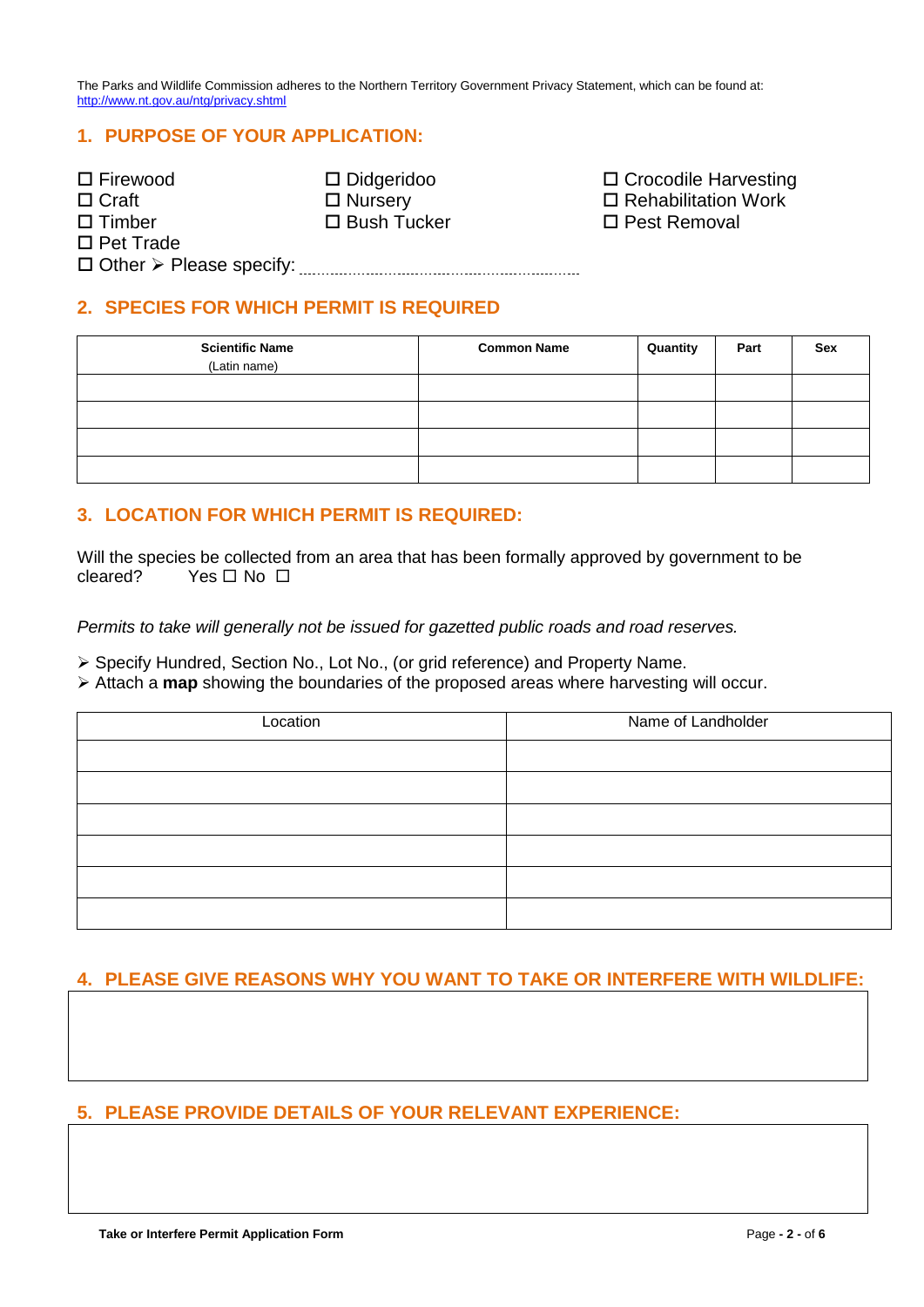The Parks and Wildlife Commission adheres to the Northern Territory Government Privacy Statement, which can be found at: http://www.nt.gov.au/ntg/privacy.shtml

## 1. PURPOSE OF YOUR APPLICATION:

☐ Firewood
☐ Craft
☐ Timber
☐ Pet Trade
☐ Didgeridoo
☐ Nursery
☐ Bush Tucker
☐ Crocodile Harvesting
☐ Rehabilitation Work
☐ Pest Removal
☐ Other ➢ Please specify: ..............................................................

## 2. SPECIES FOR WHICH PERMIT IS REQUIRED

| Scientific Name (Latin name) | Common Name | Quantity | Part | Sex |
|---|---|---|---|---|
| | | | | |
| | | | | |
| | | | | |
| | | | | |

## 3. LOCATION FOR WHICH PERMIT IS REQUIRED:

Will the species be collected from an area that has been formally approved by government to be cleared? Yes ☐ No ☐

*Permits to take will generally not be issued for gazetted public roads and road reserves.*

- ➢ Specify Hundred, Section No., Lot No., (or grid reference) and Property Name.
- ➢ Attach a **map** showing the boundaries of the proposed areas where harvesting will occur.

| Location | Name of Landholder |
|---|---|
| | |
| | |
| | |
| | |
| | |
| | |

## 4. PLEASE GIVE REASONS WHY YOU WANT TO TAKE OR INTERFERE WITH WILDLIFE:

## 5. PLEASE PROVIDE DETAILS OF YOUR RELEVANT EXPERIENCE: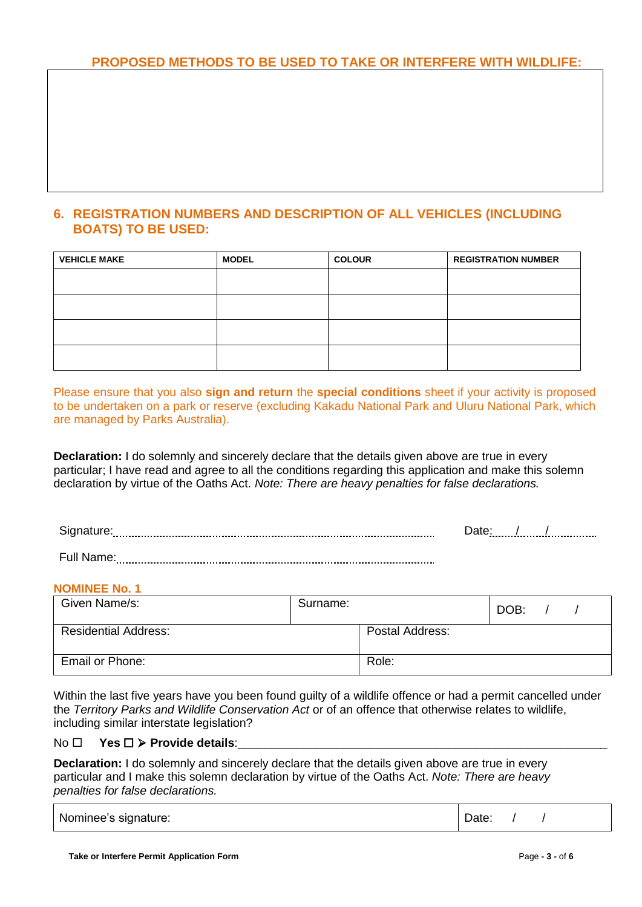### PROPOSED METHODS TO BE USED TO TAKE OR INTERFERE WITH WILDLIFE:

| |
|---|
| |

## 6. REGISTRATION NUMBERS AND DESCRIPTION OF ALL VEHICLES (INCLUDING BOATS) TO BE USED:

| VEHICLE MAKE | MODEL | COLOUR | REGISTRATION NUMBER |
|---|---|---|---|
| | | | |
| | | | |
| | | | |
| | | | |

Please ensure that you also **sign and return** the **special conditions** sheet if your activity is proposed to be undertaken on a park or reserve (excluding Kakadu National Park and Uluru National Park, which are managed by Parks Australia).

**Declaration:** I do solemnly and sincerely declare that the details given above are true in every particular; I have read and agree to all the conditions regarding this application and make this solemn declaration by virtue of the Oaths Act. *Note: There are heavy penalties for false declarations.*

Signature:.............................................................................................. Date: / /

Full Name:..............................................................................................

### NOMINEE No. 1

| Given Name/s: | Surname: | DOB: / / |
|---|---|---|
| Residential Address: | Postal Address: | |
| Email or Phone: | Role: | |

Within the last five years have you been found guilty of a wildlife offence or had a permit cancelled under the *Territory Parks and Wildlife Conservation Act* or of an offence that otherwise relates to wildlife, including similar interstate legislation?

No ☐ **Yes ☐ ➢ Provide details**:_______________________________________________

**Declaration:** I do solemnly and sincerely declare that the details given above are true in every particular and I make this solemn declaration by virtue of the Oaths Act. *Note: There are heavy penalties for false declarations.*

| Nominee's signature: | Date: / / |
|---|---|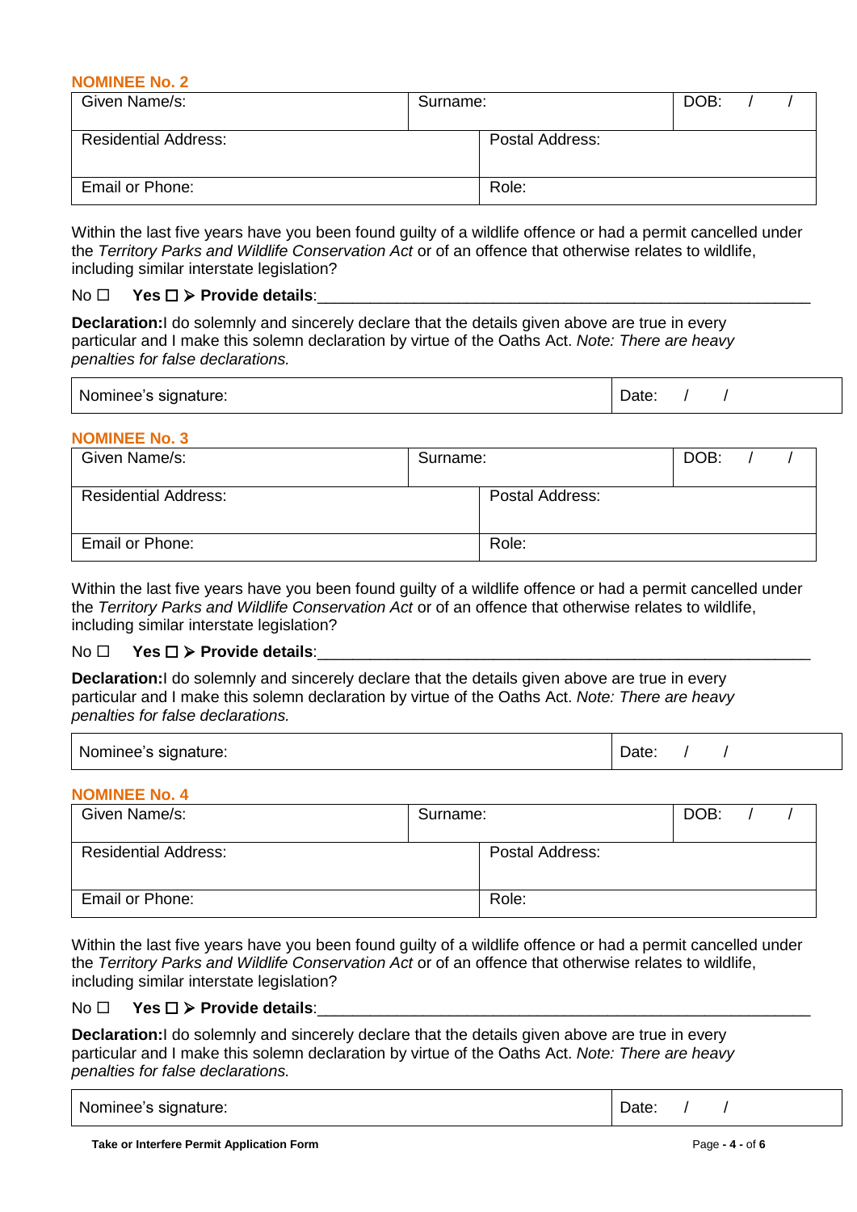## NOMINEE No. 2

| Given Name/s: | Surname: | DOB: / / |
|---|---|---|
| Residential Address: | Postal Address: | |
| Email or Phone: | Role: | |

Within the last five years have you been found guilty of a wildlife offence or had a permit cancelled under the *Territory Parks and Wildlife Conservation Act* or of an offence that otherwise relates to wildlife, including similar interstate legislation?

No ☐ **Yes ☐ ➢ Provide details**:\_\_\_\_\_\_\_\_\_\_\_\_\_\_\_\_\_\_\_\_\_\_\_\_\_\_\_\_\_\_\_\_\_\_\_\_\_\_\_\_\_\_\_\_\_\_\_\_\_\_\_\_\_\_\_\_\_\_

**Declaration:**I do solemnly and sincerely declare that the details given above are true in every particular and I make this solemn declaration by virtue of the Oaths Act. *Note: There are heavy penalties for false declarations.*

| Nominee's signature: | Date: / / |
|---|---|

## NOMINEE No. 3

| Given Name/s: | Surname: | DOB: / / |
|---|---|---|
| Residential Address: | Postal Address: | |
| Email or Phone: | Role: | |

Within the last five years have you been found guilty of a wildlife offence or had a permit cancelled under the *Territory Parks and Wildlife Conservation Act* or of an offence that otherwise relates to wildlife, including similar interstate legislation?

No ☐ **Yes ☐ ➢ Provide details**:\_\_\_\_\_\_\_\_\_\_\_\_\_\_\_\_\_\_\_\_\_\_\_\_\_\_\_\_\_\_\_\_\_\_\_\_\_\_\_\_\_\_\_\_\_\_\_\_\_\_\_\_\_\_\_\_\_\_

**Declaration:**I do solemnly and sincerely declare that the details given above are true in every particular and I make this solemn declaration by virtue of the Oaths Act. *Note: There are heavy penalties for false declarations.*

| Nominee's signature: | Date: / / |
|---|---|

## NOMINEE No. 4

| Given Name/s: | Surname: | DOB: / / |
|---|---|---|
| Residential Address: | Postal Address: | |
| Email or Phone: | Role: | |

Within the last five years have you been found guilty of a wildlife offence or had a permit cancelled under the *Territory Parks and Wildlife Conservation Act* or of an offence that otherwise relates to wildlife, including similar interstate legislation?

No ☐ **Yes ☐ ➢ Provide details**:\_\_\_\_\_\_\_\_\_\_\_\_\_\_\_\_\_\_\_\_\_\_\_\_\_\_\_\_\_\_\_\_\_\_\_\_\_\_\_\_\_\_\_\_\_\_\_\_\_\_\_\_\_\_\_\_\_\_

**Declaration:**I do solemnly and sincerely declare that the details given above are true in every particular and I make this solemn declaration by virtue of the Oaths Act. *Note: There are heavy penalties for false declarations.*

| Nominee's signature: | Date: / / |
|---|---|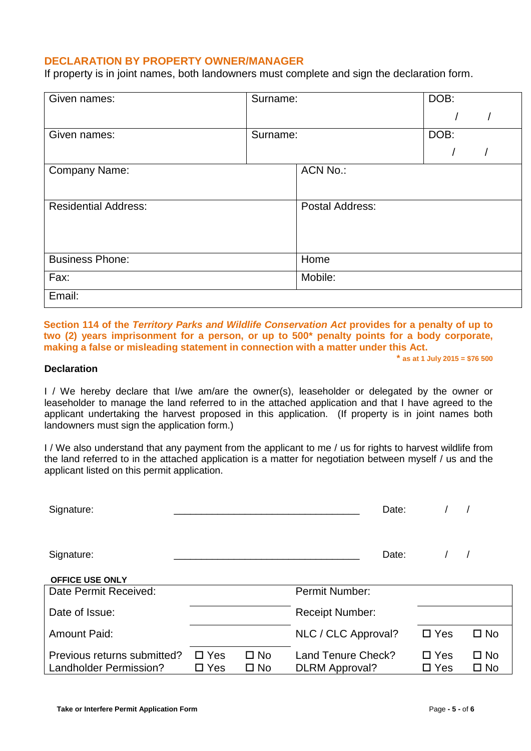## DECLARATION BY PROPERTY OWNER/MANAGER

If property is in joint names, both landowners must complete and sign the declaration form.

| Given names: | Surname: | DOB: / / |
|---|---|---|
| Given names: | Surname: | DOB: / / |

| Company Name: | ACN No.: |
|---|---|
| Residential Address: | Postal Address: |
| Business Phone: | Home |
| Fax: | Mobile: |
| Email: | |

**Section 114 of the *Territory Parks and Wildlife Conservation Act* provides for a penalty of up to two (2) years imprisonment for a person, or up to 500* penalty points for a body corporate, making a false or misleading statement in connection with a matter under this Act.**

**\* as at 1 July 2015 = $76 500**

**Declaration**

I / We hereby declare that I/we am/are the owner(s), leaseholder or delegated by the owner or leaseholder to manage the land referred to in the attached application and that I have agreed to the applicant undertaking the harvest proposed in this application. (If property is in joint names both landowners must sign the application form.)

I / We also understand that any payment from the applicant to me / us for rights to harvest wildlife from the land referred to in the attached application is a matter for negotiation between myself / us and the applicant listed on this permit application.

Signature: _________________________________ Date: / /

Signature: _________________________________ Date: / /

**OFFICE USE ONLY**

| Date Permit Received: | | | Permit Number: | | |
|---|---|---|---|---|---|
| Date of Issue: | | | Receipt Number: | | |
| Amount Paid: | | | NLC / CLC Approval? | ☐ Yes | ☐ No |
| Previous returns submitted? | ☐ Yes | ☐ No | Land Tenure Check? | ☐ Yes | ☐ No |
| Landholder Permission? | ☐ Yes | ☐ No | DLRM Approval? | ☐ Yes | ☐ No |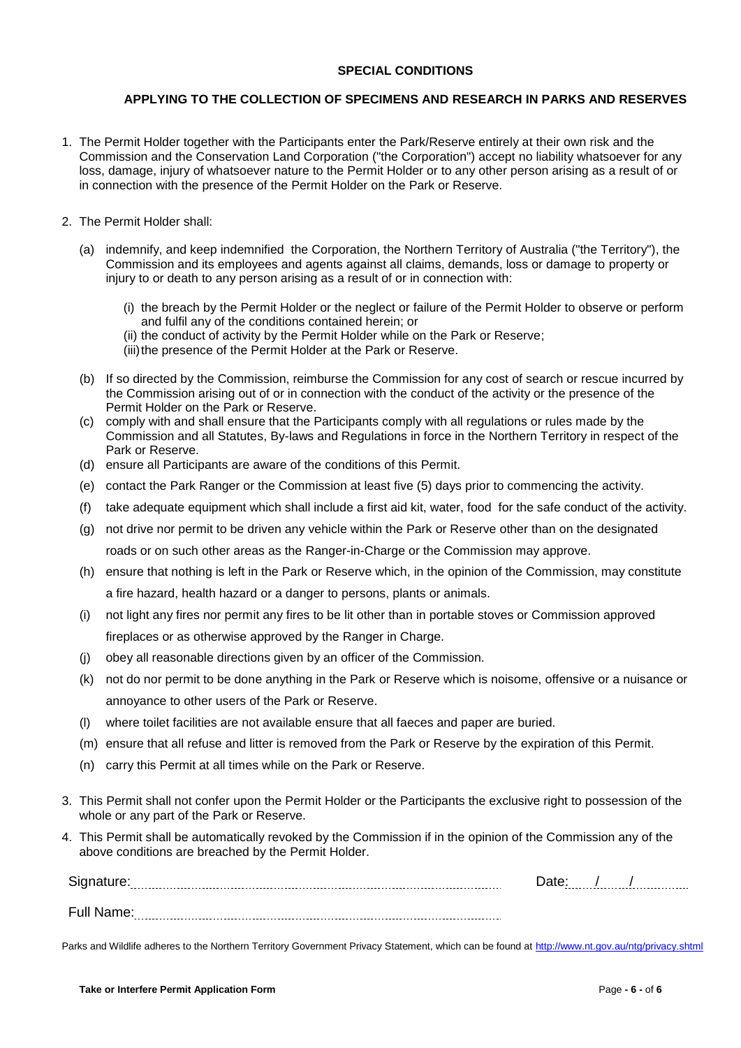## SPECIAL CONDITIONS

## APPLYING TO THE COLLECTION OF SPECIMENS AND RESEARCH IN PARKS AND RESERVES

1. The Permit Holder together with the Participants enter the Park/Reserve entirely at their own risk and the Commission and the Conservation Land Corporation ("the Corporation") accept no liability whatsoever for any loss, damage, injury of whatsoever nature to the Permit Holder or to any other person arising as a result of or in connection with the presence of the Permit Holder on the Park or Reserve.

2. The Permit Holder shall:

   (a) indemnify, and keep indemnified the Corporation, the Northern Territory of Australia ("the Territory"), the Commission and its employees and agents against all claims, demands, loss or damage to property or injury to or death to any person arising as a result of or in connection with:

      (i) the breach by the Permit Holder or the neglect or failure of the Permit Holder to observe or perform and fulfil any of the conditions contained herein; or

      (ii) the conduct of activity by the Permit Holder while on the Park or Reserve;

      (iii) the presence of the Permit Holder at the Park or Reserve.

   (b) If so directed by the Commission, reimburse the Commission for any cost of search or rescue incurred by the Commission arising out of or in connection with the conduct of the activity or the presence of the Permit Holder on the Park or Reserve.

   (c) comply with and shall ensure that the Participants comply with all regulations or rules made by the Commission and all Statutes, By-laws and Regulations in force in the Northern Territory in respect of the Park or Reserve.

   (d) ensure all Participants are aware of the conditions of this Permit.

   (e) contact the Park Ranger or the Commission at least five (5) days prior to commencing the activity.

   (f) take adequate equipment which shall include a first aid kit, water, food for the safe conduct of the activity.

   (g) not drive nor permit to be driven any vehicle within the Park or Reserve other than on the designated roads or on such other areas as the Ranger-in-Charge or the Commission may approve.

   (h) ensure that nothing is left in the Park or Reserve which, in the opinion of the Commission, may constitute a fire hazard, health hazard or a danger to persons, plants or animals.

   (i) not light any fires nor permit any fires to be lit other than in portable stoves or Commission approved fireplaces or as otherwise approved by the Ranger in Charge.

   (j) obey all reasonable directions given by an officer of the Commission.

   (k) not do nor permit to be done anything in the Park or Reserve which is noisome, offensive or a nuisance or annoyance to other users of the Park or Reserve.

   (l) where toilet facilities are not available ensure that all faeces and paper are buried.

   (m) ensure that all refuse and litter is removed from the Park or Reserve by the expiration of this Permit.

   (n) carry this Permit at all times while on the Park or Reserve.

3. This Permit shall not confer upon the Permit Holder or the Participants the exclusive right to possession of the whole or any part of the Park or Reserve.

4. This Permit shall be automatically revoked by the Commission if in the opinion of the Commission any of the above conditions are breached by the Permit Holder.

Signature: .................................................................................................... Date: ...... / ...... / ..........

Full Name: ....................................................................................................

Parks and Wildlife adheres to the Northern Territory Government Privacy Statement, which can be found at http://www.nt.gov.au/ntg/privacy.shtml

**Take or Interfere Permit Application Form**